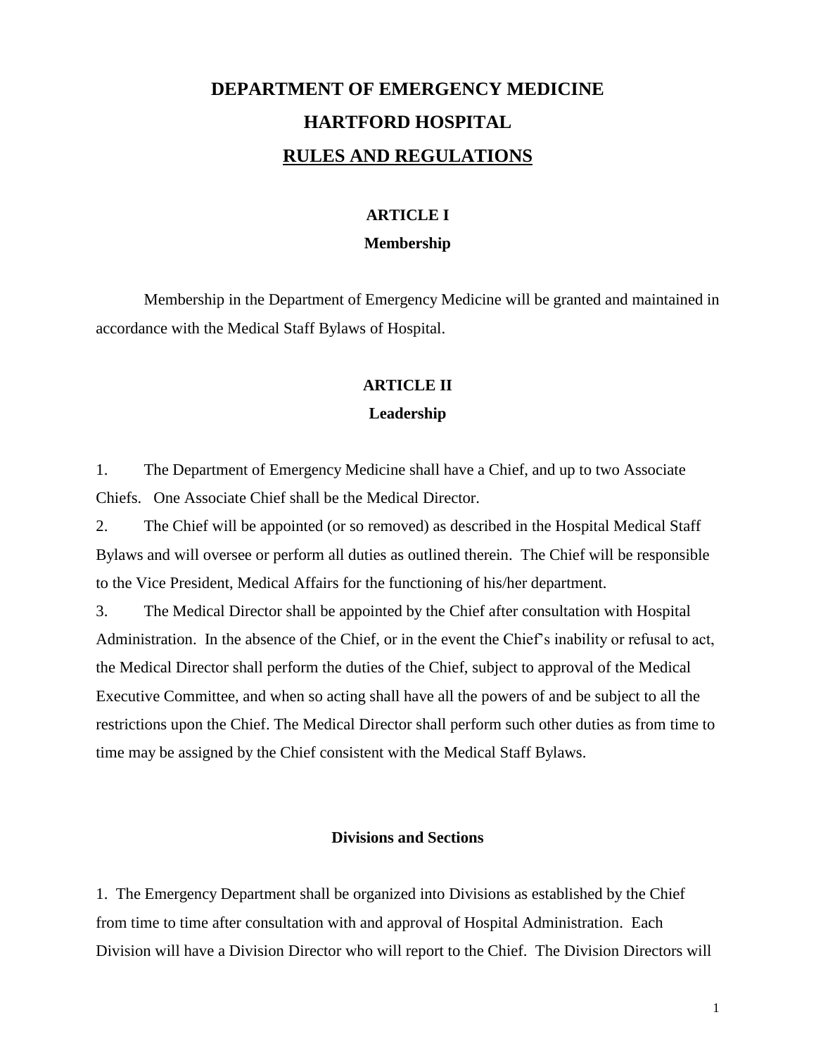# DEPARTMENT OF EMERGENCY MEDICINE

# HARTFORD HOSPITAL

# RULES AND REGULATIONS

## ARTICLE I

### Membership

Membership in the Department of Emergency Medicine will be granted and maintained in accordance with the Medical Staff Bylaws of Hospital.

## ARTICLE II

### Leadership

1. The Department of Emergency Medicine shall have a Chief, and up to two Associate Chiefs. One Associate Chief shall be the Medical Director.
2. The Chief will be appointed (or so removed) as described in the Hospital Medical Staff Bylaws and will oversee or perform all duties as outlined therein. The Chief will be responsible to the Vice President, Medical Affairs for the functioning of his/her department.
3. The Medical Director shall be appointed by the Chief after consultation with Hospital Administration. In the absence of the Chief, or in the event the Chief's inability or refusal to act, the Medical Director shall perform the duties of the Chief, subject to approval of the Medical Executive Committee, and when so acting shall have all the powers of and be subject to all the restrictions upon the Chief. The Medical Director shall perform such other duties as from time to time may be assigned by the Chief consistent with the Medical Staff Bylaws.

### Divisions and Sections

1. The Emergency Department shall be organized into Divisions as established by the Chief from time to time after consultation with and approval of Hospital Administration. Each Division will have a Division Director who will report to the Chief. The Division Directors will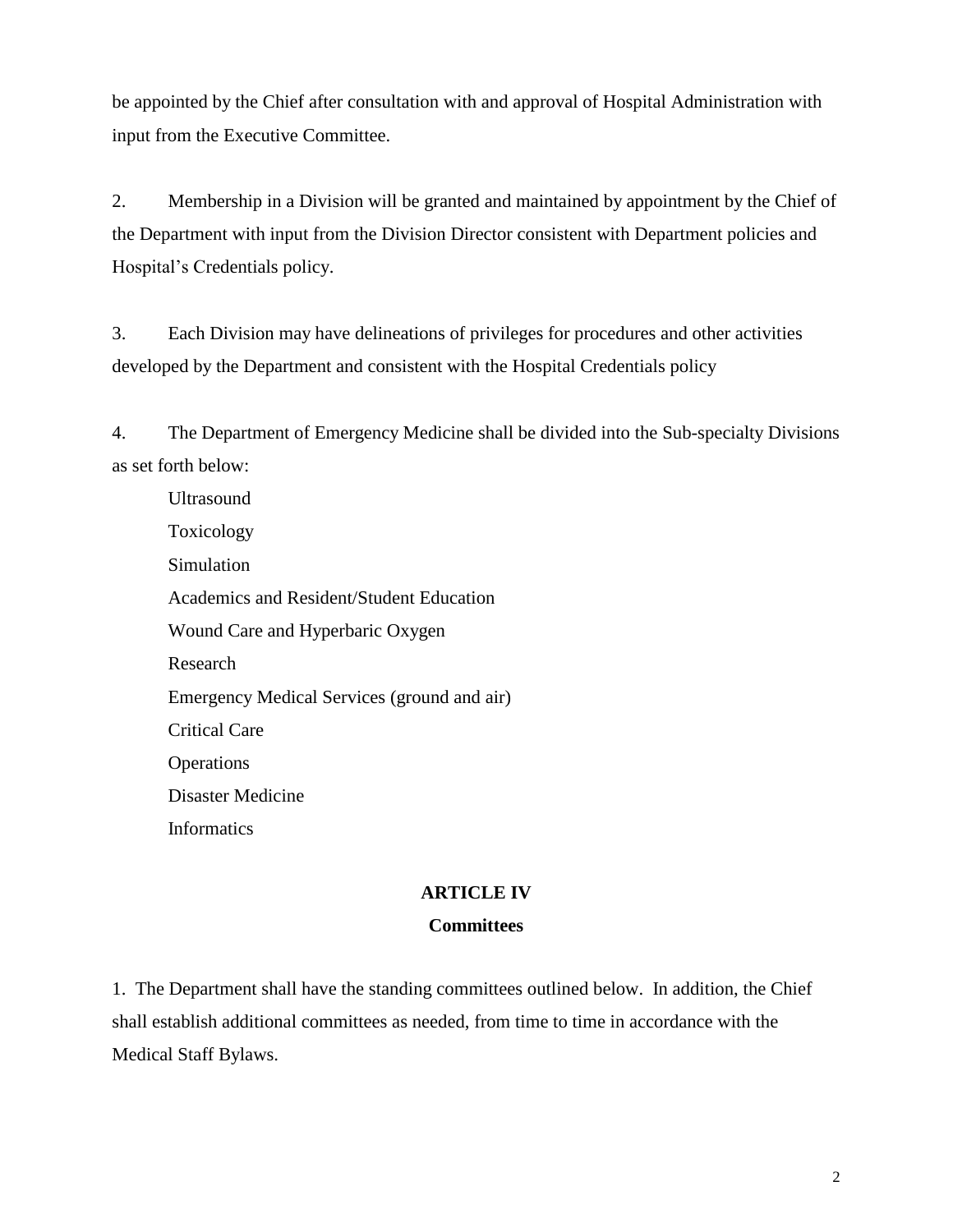be appointed by the Chief after consultation with and approval of Hospital Administration with input from the Executive Committee.

2. Membership in a Division will be granted and maintained by appointment by the Chief of the Department with input from the Division Director consistent with Department policies and Hospital's Credentials policy.

3. Each Division may have delineations of privileges for procedures and other activities developed by the Department and consistent with the Hospital Credentials policy

4. The Department of Emergency Medicine shall be divided into the Sub-specialty Divisions as set forth below:

   Ultrasound
   Toxicology
   Simulation
   Academics and Resident/Student Education
   Wound Care and Hyperbaric Oxygen
   Research
   Emergency Medical Services (ground and air)
   Critical Care
   Operations
   Disaster Medicine
   Informatics

## ARTICLE IV
## Committees

1. The Department shall have the standing committees outlined below. In addition, the Chief shall establish additional committees as needed, from time to time in accordance with the Medical Staff Bylaws.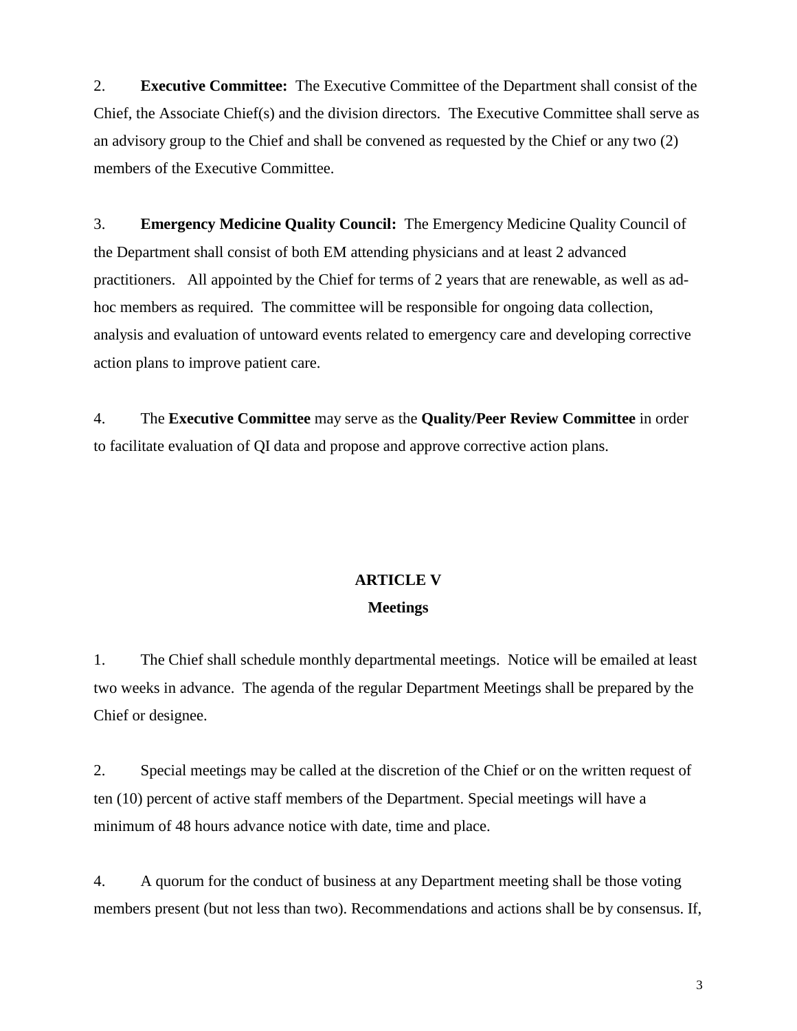2. **Executive Committee:** The Executive Committee of the Department shall consist of the Chief, the Associate Chief(s) and the division directors. The Executive Committee shall serve as an advisory group to the Chief and shall be convened as requested by the Chief or any two (2) members of the Executive Committee.

3. **Emergency Medicine Quality Council:** The Emergency Medicine Quality Council of the Department shall consist of both EM attending physicians and at least 2 advanced practitioners. All appointed by the Chief for terms of 2 years that are renewable, as well as ad-hoc members as required. The committee will be responsible for ongoing data collection, analysis and evaluation of untoward events related to emergency care and developing corrective action plans to improve patient care.

4. The **Executive Committee** may serve as the **Quality/Peer Review Committee** in order to facilitate evaluation of QI data and propose and approve corrective action plans.

## ARTICLE V
## Meetings

1. The Chief shall schedule monthly departmental meetings. Notice will be emailed at least two weeks in advance. The agenda of the regular Department Meetings shall be prepared by the Chief or designee.

2. Special meetings may be called at the discretion of the Chief or on the written request of ten (10) percent of active staff members of the Department. Special meetings will have a minimum of 48 hours advance notice with date, time and place.

4. A quorum for the conduct of business at any Department meeting shall be those voting members present (but not less than two). Recommendations and actions shall be by consensus. If,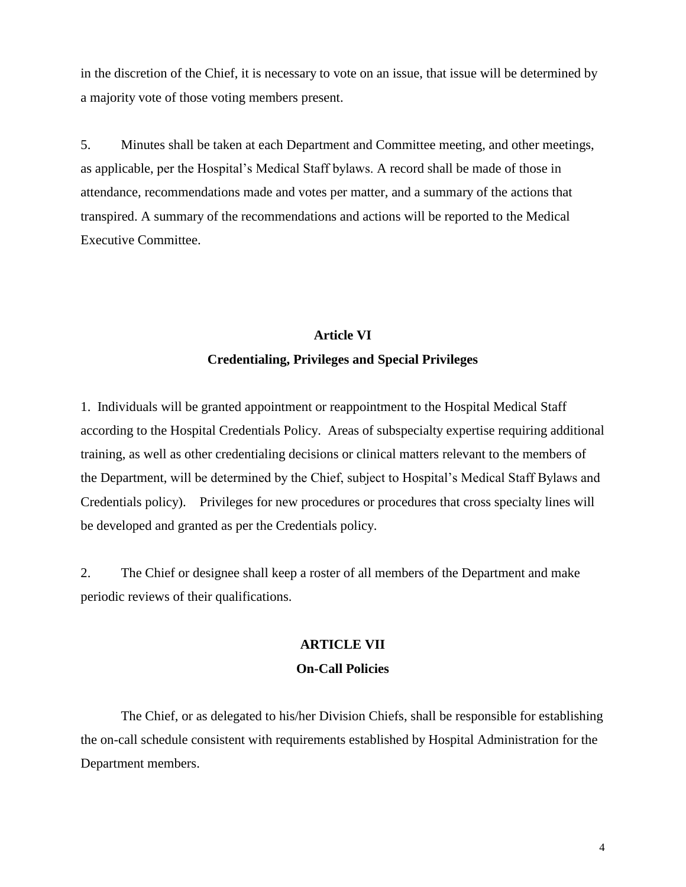in the discretion of the Chief, it is necessary to vote on an issue, that issue will be determined by a majority vote of those voting members present.

5. Minutes shall be taken at each Department and Committee meeting, and other meetings, as applicable, per the Hospital's Medical Staff bylaws. A record shall be made of those in attendance, recommendations made and votes per matter, and a summary of the actions that transpired. A summary of the recommendations and actions will be reported to the Medical Executive Committee.

## Article VI
## Credentialing, Privileges and Special Privileges

1. Individuals will be granted appointment or reappointment to the Hospital Medical Staff according to the Hospital Credentials Policy. Areas of subspecialty expertise requiring additional training, as well as other credentialing decisions or clinical matters relevant to the members of the Department, will be determined by the Chief, subject to Hospital's Medical Staff Bylaws and Credentials policy). Privileges for new procedures or procedures that cross specialty lines will be developed and granted as per the Credentials policy.

2. The Chief or designee shall keep a roster of all members of the Department and make periodic reviews of their qualifications.

## ARTICLE VII
## On-Call Policies

The Chief, or as delegated to his/her Division Chiefs, shall be responsible for establishing the on-call schedule consistent with requirements established by Hospital Administration for the Department members.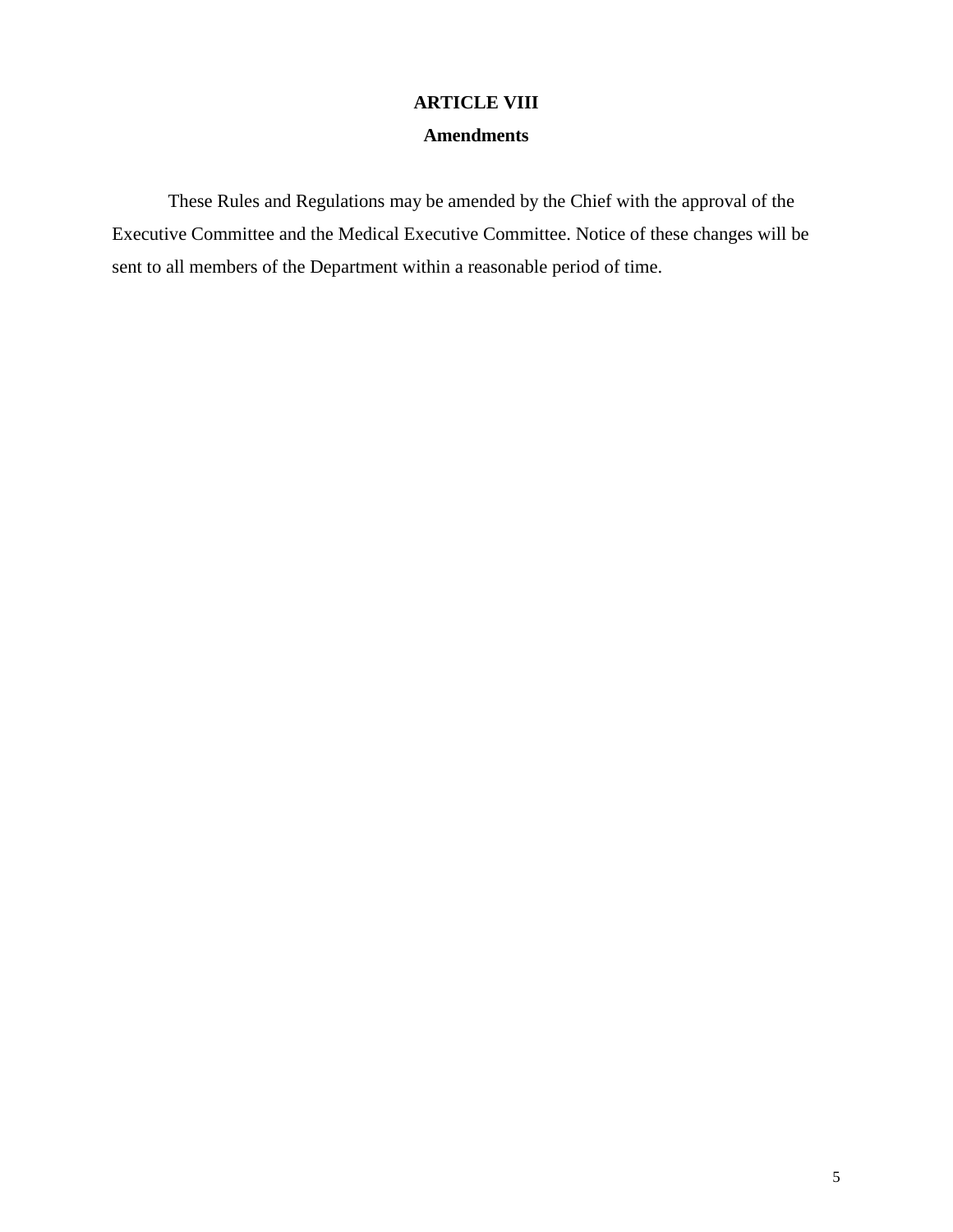## ARTICLE VIII

### Amendments

These Rules and Regulations may be amended by the Chief with the approval of the Executive Committee and the Medical Executive Committee. Notice of these changes will be sent to all members of the Department within a reasonable period of time.